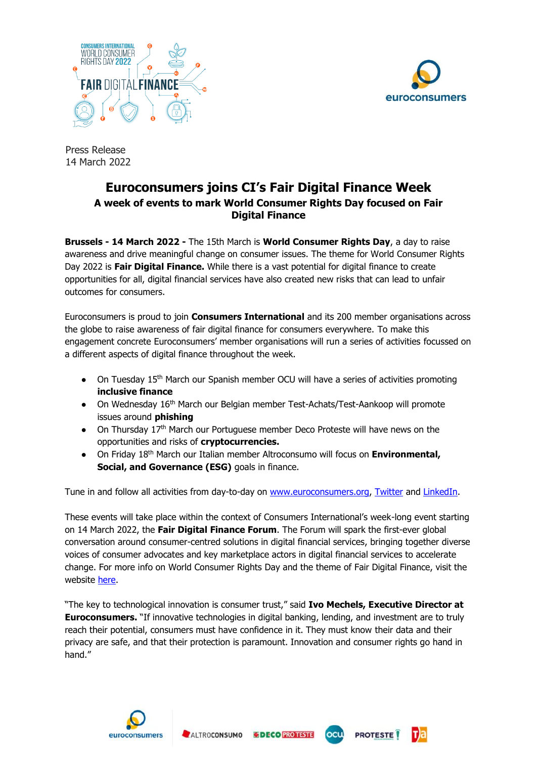Press Release
14 March 2022

# Euroconsumers joins CI's Fair Digital Finance Week

## A week of events to mark World Consumer Rights Day focused on Fair Digital Finance

**Brussels - 14 March 2022 -** The 15th March is **World Consumer Rights Day**, a day to raise awareness and drive meaningful change on consumer issues. The theme for World Consumer Rights Day 2022 is **Fair Digital Finance.** While there is a vast potential for digital finance to create opportunities for all, digital financial services have also created new risks that can lead to unfair outcomes for consumers.

Euroconsumers is proud to join **Consumers International** and its 200 member organisations across the globe to raise awareness of fair digital finance for consumers everywhere. To make this engagement concrete Euroconsumers' member organisations will run a series of activities focussed on a different aspects of digital finance throughout the week.

- On Tuesday 15th March our Spanish member OCU will have a series of activities promoting **inclusive finance**
- On Wednesday 16th March our Belgian member Test-Achats/Test-Aankoop will promote issues around **phishing**
- On Thursday 17th March our Portuguese member Deco Proteste will have news on the opportunities and risks of **cryptocurrencies.**
- On Friday 18th March our Italian member Altroconsumo will focus on **Environmental, Social, and Governance (ESG)** goals in finance.

Tune in and follow all activities from day-to-day on www.euroconsumers.org, Twitter and LinkedIn.

These events will take place within the context of Consumers International's week-long event starting on 14 March 2022, the **Fair Digital Finance Forum**. The Forum will spark the first-ever global conversation around consumer-centred solutions in digital financial services, bringing together diverse voices of consumer advocates and key marketplace actors in digital financial services to accelerate change. For more info on World Consumer Rights Day and the theme of Fair Digital Finance, visit the website here.

"The key to technological innovation is consumer trust," said **Ivo Mechels, Executive Director at Euroconsumers.** "If innovative technologies in digital banking, lending, and investment are to truly reach their potential, consumers must have confidence in it. They must know their data and their privacy are safe, and that their protection is paramount. Innovation and consumer rights go hand in hand."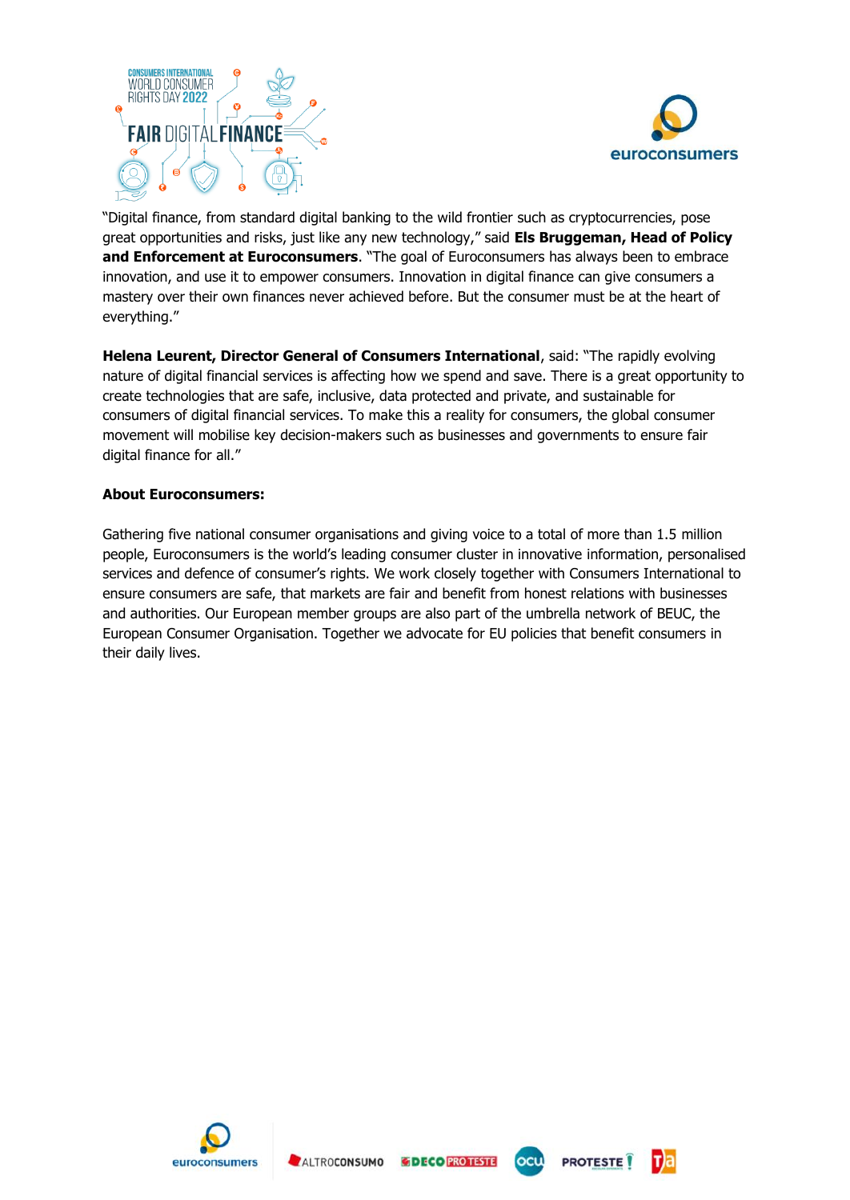"Digital finance, from standard digital banking to the wild frontier such as cryptocurrencies, pose great opportunities and risks, just like any new technology," said **Els Bruggeman, Head of Policy and Enforcement at Euroconsumers**. "The goal of Euroconsumers has always been to embrace innovation, and use it to empower consumers. Innovation in digital finance can give consumers a mastery over their own finances never achieved before. But the consumer must be at the heart of everything."

**Helena Leurent, Director General of Consumers International**, said: "The rapidly evolving nature of digital financial services is affecting how we spend and save. There is a great opportunity to create technologies that are safe, inclusive, data protected and private, and sustainable for consumers of digital financial services. To make this a reality for consumers, the global consumer movement will mobilise key decision-makers such as businesses and governments to ensure fair digital finance for all."

**About Euroconsumers:**

Gathering five national consumer organisations and giving voice to a total of more than 1.5 million people, Euroconsumers is the world's leading consumer cluster in innovative information, personalised services and defence of consumer's rights. We work closely together with Consumers International to ensure consumers are safe, that markets are fair and benefit from honest relations with businesses and authorities. Our European member groups are also part of the umbrella network of BEUC, the European Consumer Organisation. Together we advocate for EU policies that benefit consumers in their daily lives.